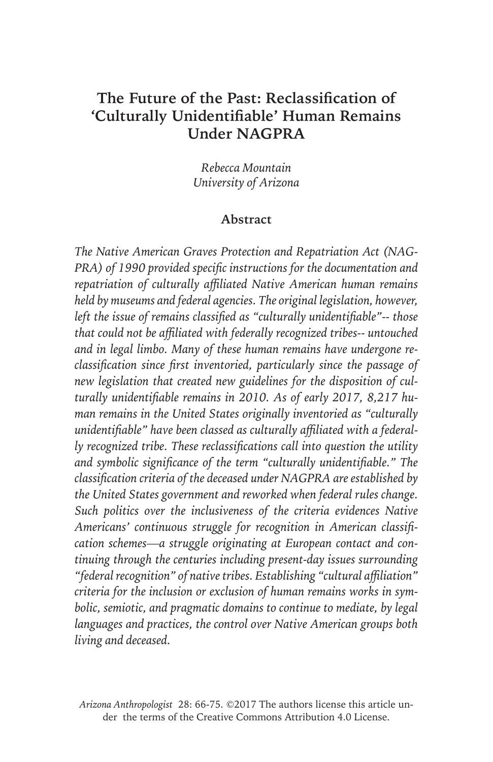# The Future of the Past: Reclassification of 'Culturally Unidentifiable' Human Remains Under NAGPRA

*Rebecca Mountain*
*University of Arizona*

## Abstract

*The Native American Graves Protection and Repatriation Act (NAGPRA) of 1990 provided specific instructions for the documentation and repatriation of culturally affiliated Native American human remains held by museums and federal agencies. The original legislation, however, left the issue of remains classified as "culturally unidentifiable"-- those that could not be affiliated with federally recognized tribes-- untouched and in legal limbo. Many of these human remains have undergone reclassification since first inventoried, particularly since the passage of new legislation that created new guidelines for the disposition of culturally unidentifiable remains in 2010. As of early 2017, 8,217 human remains in the United States originally inventoried as "culturally unidentifiable" have been classed as culturally affiliated with a federally recognized tribe. These reclassifications call into question the utility and symbolic significance of the term "culturally unidentifiable." The classification criteria of the deceased under NAGPRA are established by the United States government and reworked when federal rules change. Such politics over the inclusiveness of the criteria evidences Native Americans' continuous struggle for recognition in American classification schemes—a struggle originating at European contact and continuing through the centuries including present-day issues surrounding "federal recognition" of native tribes. Establishing "cultural affiliation" criteria for the inclusion or exclusion of human remains works in symbolic, semiotic, and pragmatic domains to continue to mediate, by legal languages and practices, the control over Native American groups both living and deceased.*

*Arizona Anthropologist* 28: 66-75. ©2017 The authors license this article under the terms of the Creative Commons Attribution 4.0 License.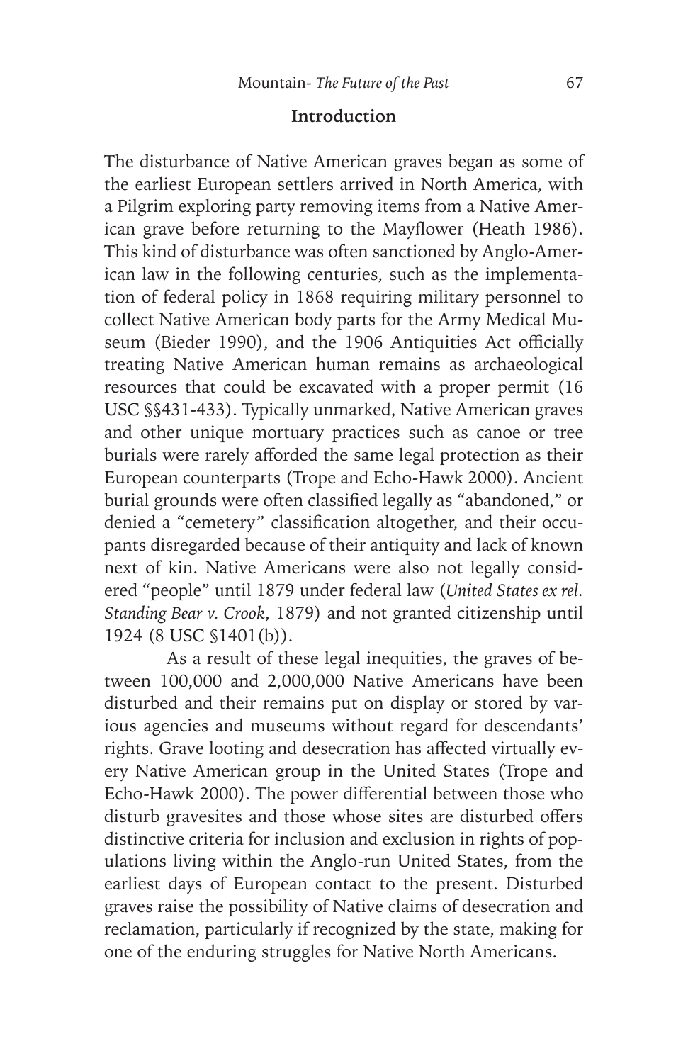## Introduction

The disturbance of Native American graves began as some of the earliest European settlers arrived in North America, with a Pilgrim exploring party removing items from a Native American grave before returning to the Mayflower (Heath 1986). This kind of disturbance was often sanctioned by Anglo-American law in the following centuries, such as the implementation of federal policy in 1868 requiring military personnel to collect Native American body parts for the Army Medical Museum (Bieder 1990), and the 1906 Antiquities Act officially treating Native American human remains as archaeological resources that could be excavated with a proper permit (16 USC §§431-433). Typically unmarked, Native American graves and other unique mortuary practices such as canoe or tree burials were rarely afforded the same legal protection as their European counterparts (Trope and Echo-Hawk 2000). Ancient burial grounds were often classified legally as "abandoned," or denied a "cemetery" classification altogether, and their occupants disregarded because of their antiquity and lack of known next of kin. Native Americans were also not legally considered "people" until 1879 under federal law (*United States ex rel. Standing Bear v. Crook*, 1879) and not granted citizenship until 1924 (8 USC §1401(b)).

As a result of these legal inequities, the graves of between 100,000 and 2,000,000 Native Americans have been disturbed and their remains put on display or stored by various agencies and museums without regard for descendants' rights. Grave looting and desecration has affected virtually every Native American group in the United States (Trope and Echo-Hawk 2000). The power differential between those who disturb gravesites and those whose sites are disturbed offers distinctive criteria for inclusion and exclusion in rights of populations living within the Anglo-run United States, from the earliest days of European contact to the present. Disturbed graves raise the possibility of Native claims of desecration and reclamation, particularly if recognized by the state, making for one of the enduring struggles for Native North Americans.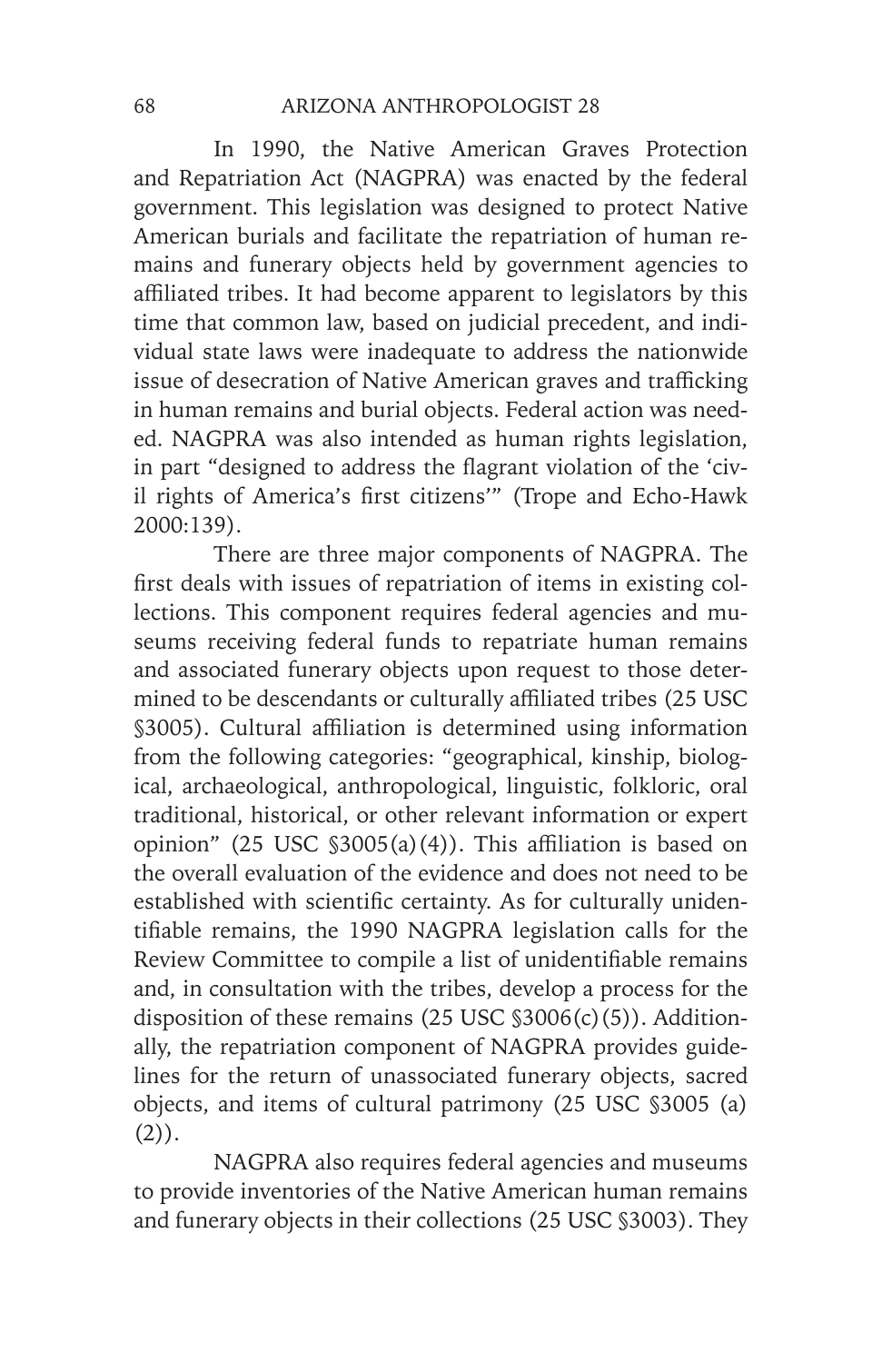In 1990, the Native American Graves Protection and Repatriation Act (NAGPRA) was enacted by the federal government. This legislation was designed to protect Native American burials and facilitate the repatriation of human remains and funerary objects held by government agencies to affiliated tribes. It had become apparent to legislators by this time that common law, based on judicial precedent, and individual state laws were inadequate to address the nationwide issue of desecration of Native American graves and trafficking in human remains and burial objects. Federal action was needed. NAGPRA was also intended as human rights legislation, in part "designed to address the flagrant violation of the 'civil rights of America's first citizens'" (Trope and Echo-Hawk 2000:139).

There are three major components of NAGPRA. The first deals with issues of repatriation of items in existing collections. This component requires federal agencies and museums receiving federal funds to repatriate human remains and associated funerary objects upon request to those determined to be descendants or culturally affiliated tribes (25 USC §3005). Cultural affiliation is determined using information from the following categories: "geographical, kinship, biological, archaeological, anthropological, linguistic, folkloric, oral traditional, historical, or other relevant information or expert opinion" (25 USC §3005(a)(4)). This affiliation is based on the overall evaluation of the evidence and does not need to be established with scientific certainty. As for culturally unidentifiable remains, the 1990 NAGPRA legislation calls for the Review Committee to compile a list of unidentifiable remains and, in consultation with the tribes, develop a process for the disposition of these remains (25 USC §3006(c)(5)). Additionally, the repatriation component of NAGPRA provides guidelines for the return of unassociated funerary objects, sacred objects, and items of cultural patrimony (25 USC §3005 (a)(2)).

NAGPRA also requires federal agencies and museums to provide inventories of the Native American human remains and funerary objects in their collections (25 USC §3003). They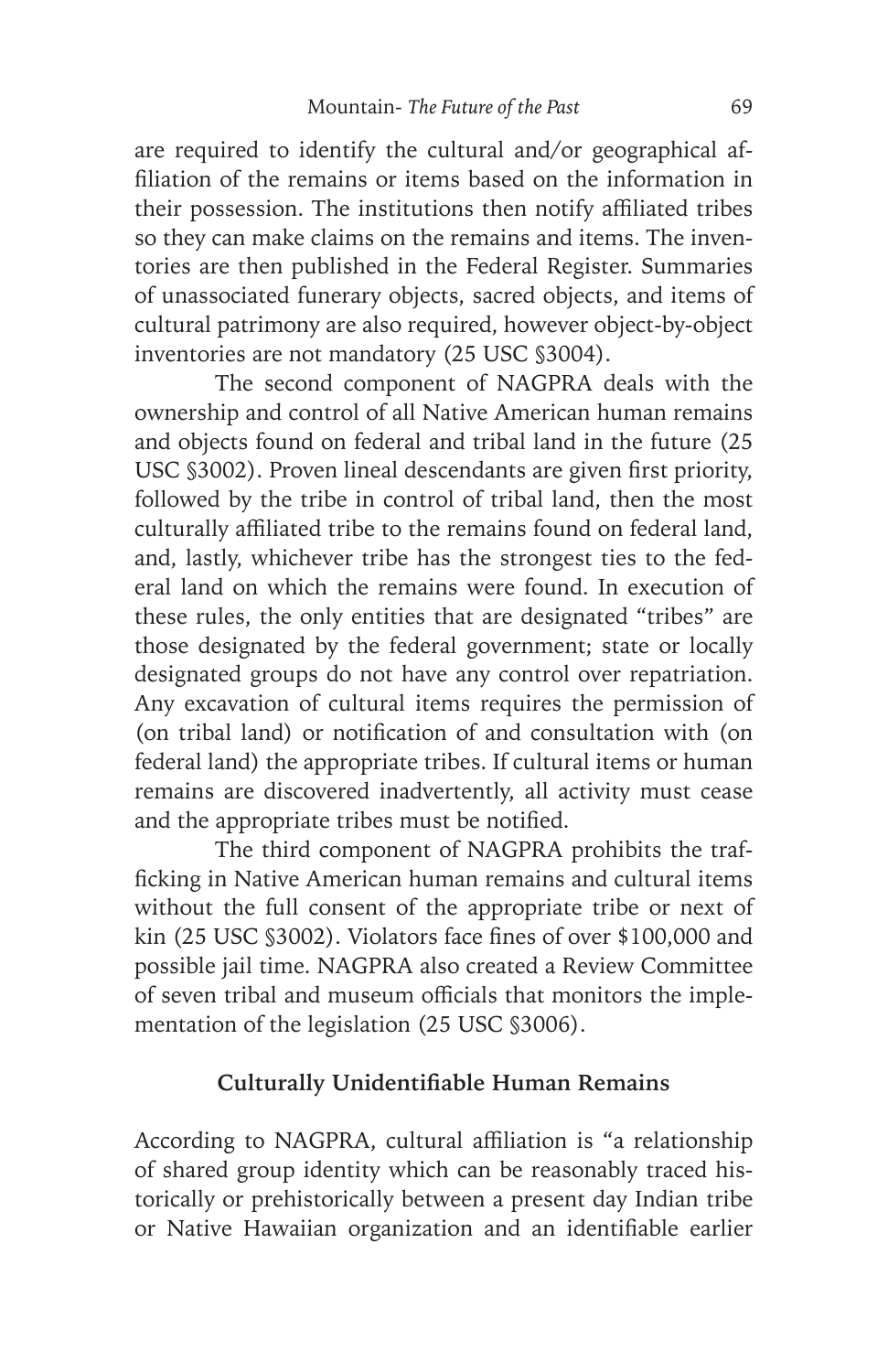are required to identify the cultural and/or geographical affiliation of the remains or items based on the information in their possession. The institutions then notify affiliated tribes so they can make claims on the remains and items. The inventories are then published in the Federal Register. Summaries of unassociated funerary objects, sacred objects, and items of cultural patrimony are also required, however object-by-object inventories are not mandatory (25 USC §3004).

The second component of NAGPRA deals with the ownership and control of all Native American human remains and objects found on federal and tribal land in the future (25 USC §3002). Proven lineal descendants are given first priority, followed by the tribe in control of tribal land, then the most culturally affiliated tribe to the remains found on federal land, and, lastly, whichever tribe has the strongest ties to the federal land on which the remains were found. In execution of these rules, the only entities that are designated "tribes" are those designated by the federal government; state or locally designated groups do not have any control over repatriation. Any excavation of cultural items requires the permission of (on tribal land) or notification of and consultation with (on federal land) the appropriate tribes. If cultural items or human remains are discovered inadvertently, all activity must cease and the appropriate tribes must be notified.

The third component of NAGPRA prohibits the trafficking in Native American human remains and cultural items without the full consent of the appropriate tribe or next of kin (25 USC §3002). Violators face fines of over $100,000 and possible jail time. NAGPRA also created a Review Committee of seven tribal and museum officials that monitors the implementation of the legislation (25 USC §3006).

## Culturally Unidentifiable Human Remains

According to NAGPRA, cultural affiliation is "a relationship of shared group identity which can be reasonably traced historically or prehistorically between a present day Indian tribe or Native Hawaiian organization and an identifiable earlier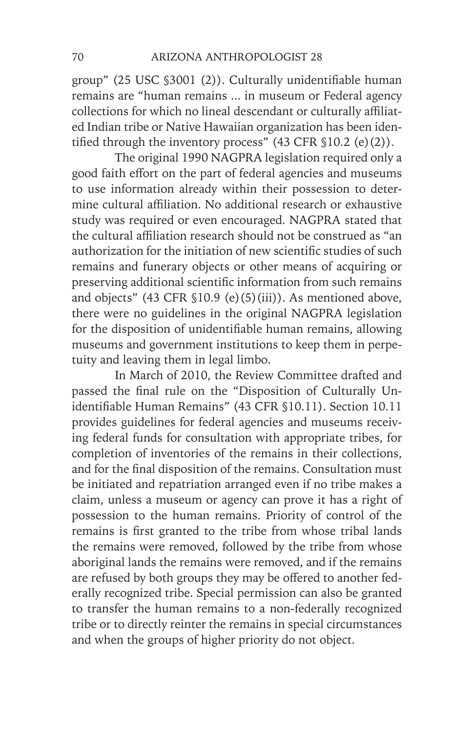group" (25 USC §3001 (2)). Culturally unidentifiable human remains are "human remains ... in museum or Federal agency collections for which no lineal descendant or culturally affiliated Indian tribe or Native Hawaiian organization has been identified through the inventory process" (43 CFR §10.2 (e)(2)).

The original 1990 NAGPRA legislation required only a good faith effort on the part of federal agencies and museums to use information already within their possession to determine cultural affiliation. No additional research or exhaustive study was required or even encouraged. NAGPRA stated that the cultural affiliation research should not be construed as "an authorization for the initiation of new scientific studies of such remains and funerary objects or other means of acquiring or preserving additional scientific information from such remains and objects" (43 CFR §10.9 (e)(5)(iii)). As mentioned above, there were no guidelines in the original NAGPRA legislation for the disposition of unidentifiable human remains, allowing museums and government institutions to keep them in perpetuity and leaving them in legal limbo.

In March of 2010, the Review Committee drafted and passed the final rule on the "Disposition of Culturally Unidentifiable Human Remains" (43 CFR §10.11). Section 10.11 provides guidelines for federal agencies and museums receiving federal funds for consultation with appropriate tribes, for completion of inventories of the remains in their collections, and for the final disposition of the remains. Consultation must be initiated and repatriation arranged even if no tribe makes a claim, unless a museum or agency can prove it has a right of possession to the human remains. Priority of control of the remains is first granted to the tribe from whose tribal lands the remains were removed, followed by the tribe from whose aboriginal lands the remains were removed, and if the remains are refused by both groups they may be offered to another federally recognized tribe. Special permission can also be granted to transfer the human remains to a non-federally recognized tribe or to directly reinter the remains in special circumstances and when the groups of higher priority do not object.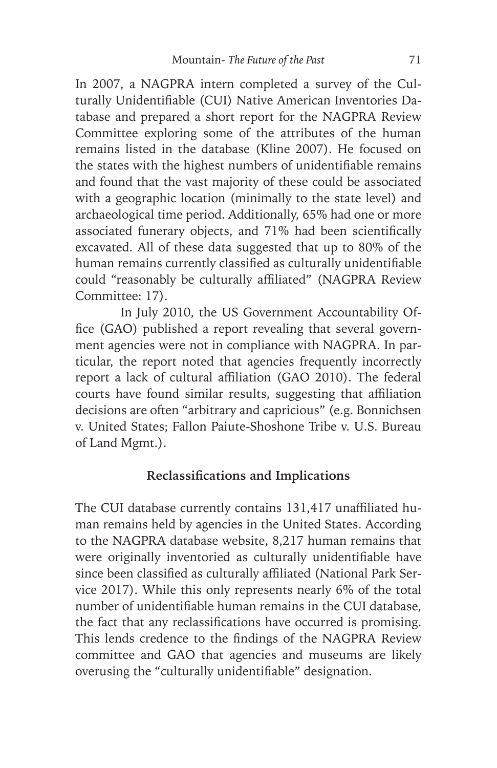In 2007, a NAGPRA intern completed a survey of the Culturally Unidentifiable (CUI) Native American Inventories Database and prepared a short report for the NAGPRA Review Committee exploring some of the attributes of the human remains listed in the database (Kline 2007). He focused on the states with the highest numbers of unidentifiable remains and found that the vast majority of these could be associated with a geographic location (minimally to the state level) and archaeological time period. Additionally, 65% had one or more associated funerary objects, and 71% had been scientifically excavated. All of these data suggested that up to 80% of the human remains currently classified as culturally unidentifiable could "reasonably be culturally affiliated" (NAGPRA Review Committee: 17).

In July 2010, the US Government Accountability Office (GAO) published a report revealing that several government agencies were not in compliance with NAGPRA. In particular, the report noted that agencies frequently incorrectly report a lack of cultural affiliation (GAO 2010). The federal courts have found similar results, suggesting that affiliation decisions are often "arbitrary and capricious" (e.g. Bonnichsen v. United States; Fallon Paiute-Shoshone Tribe v. U.S. Bureau of Land Mgmt.).

### Reclassifications and Implications

The CUI database currently contains 131,417 unaffiliated human remains held by agencies in the United States. According to the NAGPRA database website, 8,217 human remains that were originally inventoried as culturally unidentifiable have since been classified as culturally affiliated (National Park Service 2017). While this only represents nearly 6% of the total number of unidentifiable human remains in the CUI database, the fact that any reclassifications have occurred is promising. This lends credence to the findings of the NAGPRA Review committee and GAO that agencies and museums are likely overusing the "culturally unidentifiable" designation.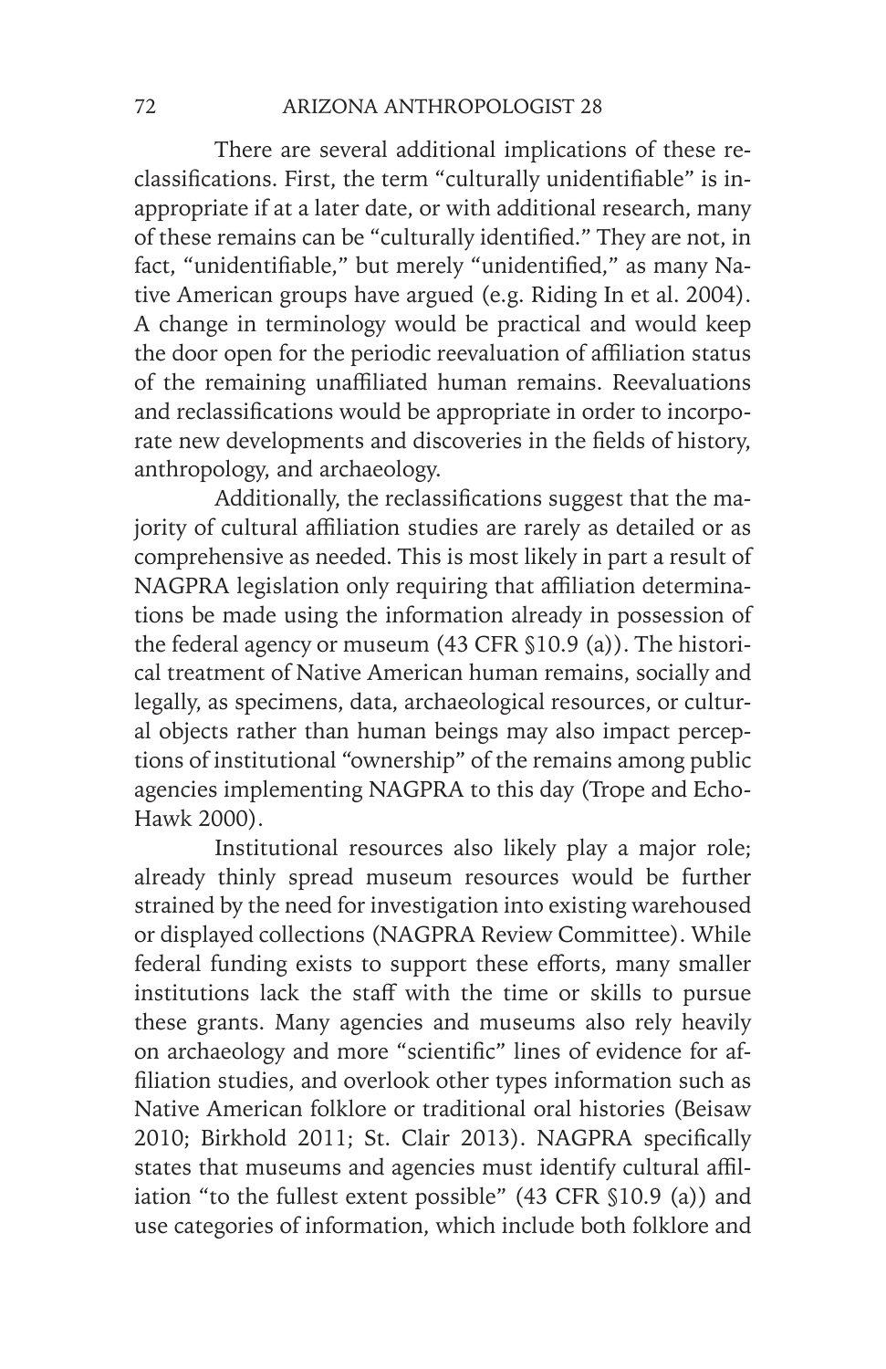There are several additional implications of these reclassifications. First, the term "culturally unidentifiable" is inappropriate if at a later date, or with additional research, many of these remains can be "culturally identified." They are not, in fact, "unidentifiable," but merely "unidentified," as many Native American groups have argued (e.g. Riding In et al. 2004). A change in terminology would be practical and would keep the door open for the periodic reevaluation of affiliation status of the remaining unaffiliated human remains. Reevaluations and reclassifications would be appropriate in order to incorporate new developments and discoveries in the fields of history, anthropology, and archaeology.

Additionally, the reclassifications suggest that the majority of cultural affiliation studies are rarely as detailed or as comprehensive as needed. This is most likely in part a result of NAGPRA legislation only requiring that affiliation determinations be made using the information already in possession of the federal agency or museum (43 CFR §10.9 (a)). The historical treatment of Native American human remains, socially and legally, as specimens, data, archaeological resources, or cultural objects rather than human beings may also impact perceptions of institutional "ownership" of the remains among public agencies implementing NAGPRA to this day (Trope and Echo-Hawk 2000).

Institutional resources also likely play a major role; already thinly spread museum resources would be further strained by the need for investigation into existing warehoused or displayed collections (NAGPRA Review Committee). While federal funding exists to support these efforts, many smaller institutions lack the staff with the time or skills to pursue these grants. Many agencies and museums also rely heavily on archaeology and more "scientific" lines of evidence for affiliation studies, and overlook other types information such as Native American folklore or traditional oral histories (Beisaw 2010; Birkhold 2011; St. Clair 2013). NAGPRA specifically states that museums and agencies must identify cultural affiliation "to the fullest extent possible" (43 CFR §10.9 (a)) and use categories of information, which include both folklore and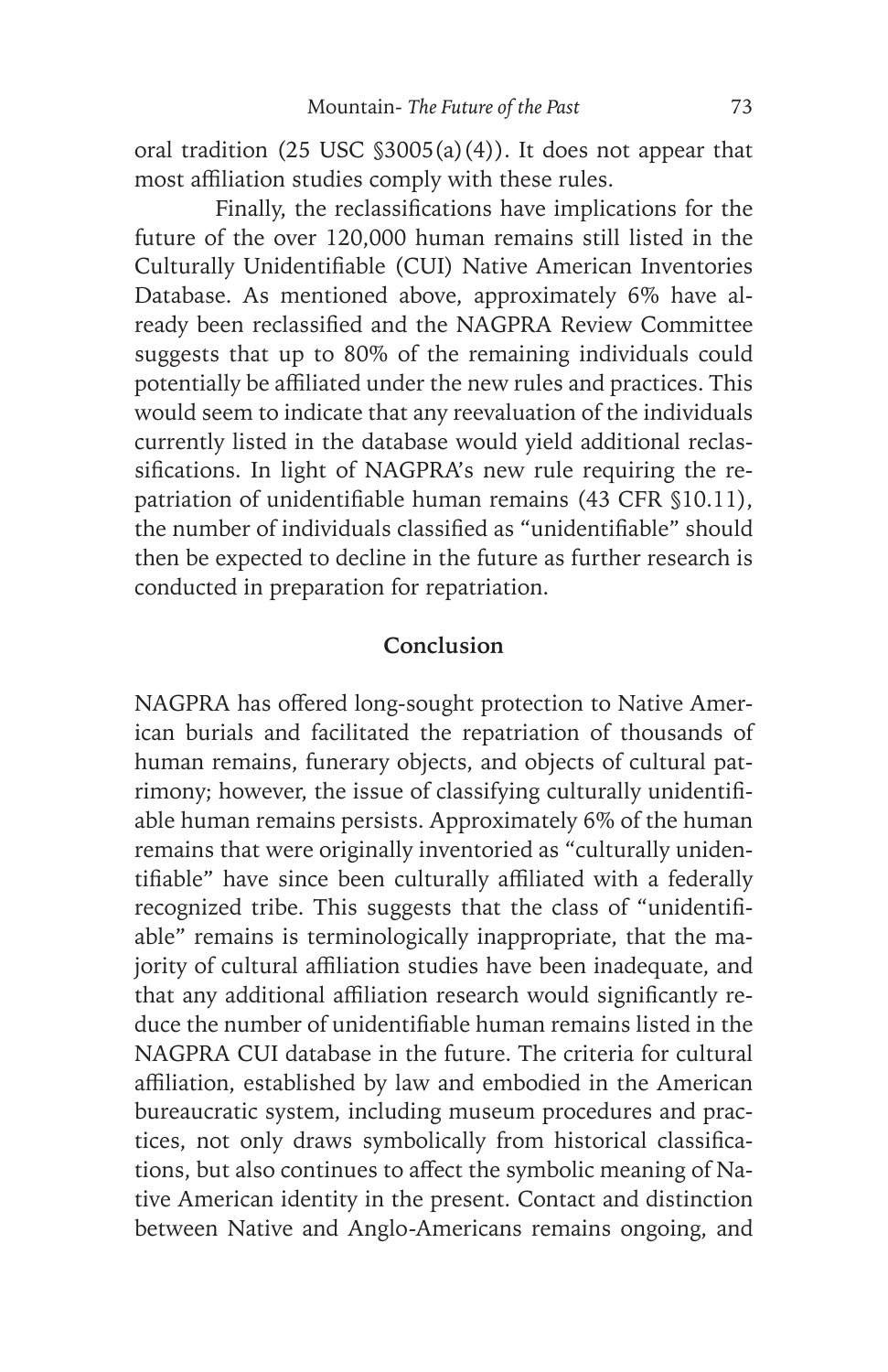oral tradition (25 USC §3005(a)(4)). It does not appear that most affiliation studies comply with these rules.

Finally, the reclassifications have implications for the future of the over 120,000 human remains still listed in the Culturally Unidentifiable (CUI) Native American Inventories Database. As mentioned above, approximately 6% have already been reclassified and the NAGPRA Review Committee suggests that up to 80% of the remaining individuals could potentially be affiliated under the new rules and practices. This would seem to indicate that any reevaluation of the individuals currently listed in the database would yield additional reclassifications. In light of NAGPRA's new rule requiring the repatriation of unidentifiable human remains (43 CFR §10.11), the number of individuals classified as "unidentifiable" should then be expected to decline in the future as further research is conducted in preparation for repatriation.

## Conclusion

NAGPRA has offered long-sought protection to Native American burials and facilitated the repatriation of thousands of human remains, funerary objects, and objects of cultural patrimony; however, the issue of classifying culturally unidentifiable human remains persists. Approximately 6% of the human remains that were originally inventoried as "culturally unidentifiable" have since been culturally affiliated with a federally recognized tribe. This suggests that the class of "unidentifiable" remains is terminologically inappropriate, that the majority of cultural affiliation studies have been inadequate, and that any additional affiliation research would significantly reduce the number of unidentifiable human remains listed in the NAGPRA CUI database in the future. The criteria for cultural affiliation, established by law and embodied in the American bureaucratic system, including museum procedures and practices, not only draws symbolically from historical classifications, but also continues to affect the symbolic meaning of Native American identity in the present. Contact and distinction between Native and Anglo-Americans remains ongoing, and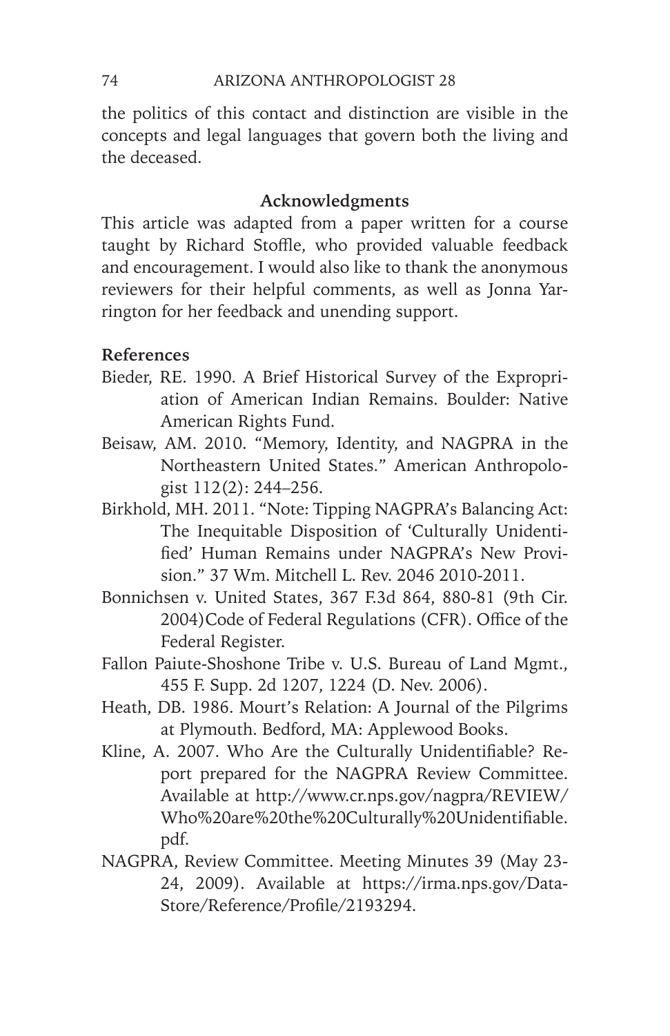the politics of this contact and distinction are visible in the concepts and legal languages that govern both the living and the deceased.

## Acknowledgments

This article was adapted from a paper written for a course taught by Richard Stoffle, who provided valuable feedback and encouragement. I would also like to thank the anonymous reviewers for their helpful comments, as well as Jonna Yarrington for her feedback and unending support.

## References

Bieder, RE. 1990. A Brief Historical Survey of the Expropriation of American Indian Remains. Boulder: Native American Rights Fund.

Beisaw, AM. 2010. "Memory, Identity, and NAGPRA in the Northeastern United States." American Anthropologist 112(2): 244–256.

Birkhold, MH. 2011. "Note: Tipping NAGPRA's Balancing Act: The Inequitable Disposition of 'Culturally Unidentified' Human Remains under NAGPRA's New Provision." 37 Wm. Mitchell L. Rev. 2046 2010-2011.

Bonnichsen v. United States, 367 F.3d 864, 880-81 (9th Cir. 2004)Code of Federal Regulations (CFR). Office of the Federal Register.

Fallon Paiute-Shoshone Tribe v. U.S. Bureau of Land Mgmt., 455 F. Supp. 2d 1207, 1224 (D. Nev. 2006).

Heath, DB. 1986. Mourt's Relation: A Journal of the Pilgrims at Plymouth. Bedford, MA: Applewood Books.

Kline, A. 2007. Who Are the Culturally Unidentifiable? Report prepared for the NAGPRA Review Committee. Available at http://www.cr.nps.gov/nagpra/REVIEW/Who%20are%20the%20Culturally%20Unidentifiable.pdf.

NAGPRA, Review Committee. Meeting Minutes 39 (May 23-24, 2009). Available at https://irma.nps.gov/DataStore/Reference/Profile/2193294.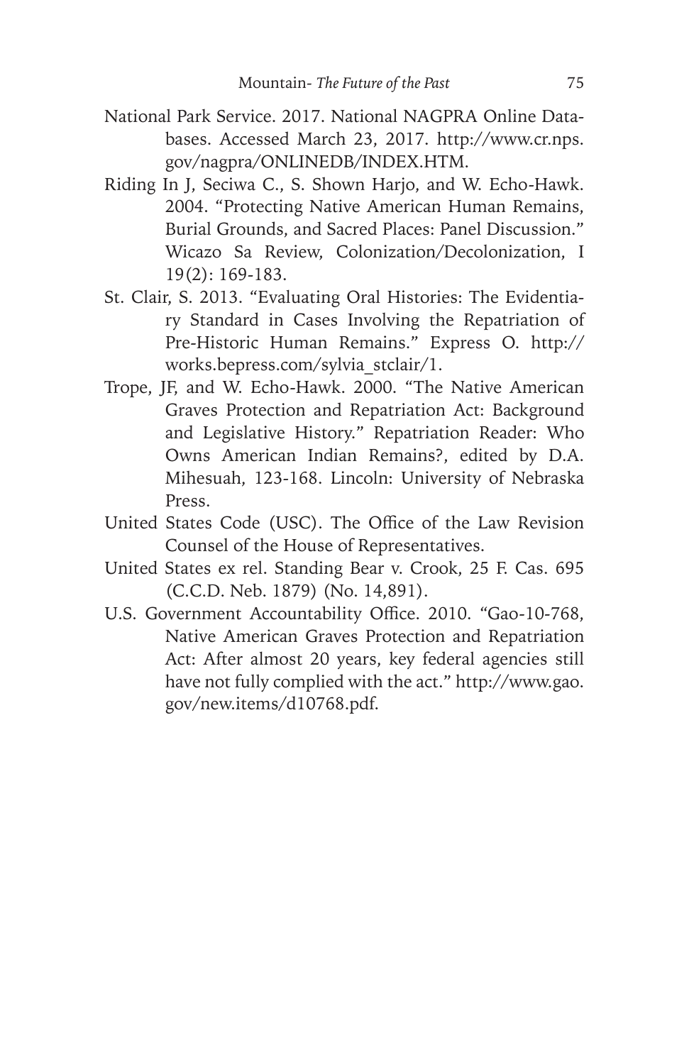National Park Service. 2017. National NAGPRA Online Databases. Accessed March 23, 2017. http://www.cr.nps.gov/nagpra/ONLINEDB/INDEX.HTM.

Riding In J, Seciwa C., S. Shown Harjo, and W. Echo-Hawk. 2004. "Protecting Native American Human Remains, Burial Grounds, and Sacred Places: Panel Discussion." Wicazo Sa Review, Colonization/Decolonization, I 19(2): 169-183.

St. Clair, S. 2013. "Evaluating Oral Histories: The Evidentiary Standard in Cases Involving the Repatriation of Pre-Historic Human Remains." Express O. http://works.bepress.com/sylvia_stclair/1.

Trope, JF, and W. Echo-Hawk. 2000. "The Native American Graves Protection and Repatriation Act: Background and Legislative History." Repatriation Reader: Who Owns American Indian Remains?, edited by D.A. Mihesuah, 123-168. Lincoln: University of Nebraska Press.

United States Code (USC). The Office of the Law Revision Counsel of the House of Representatives.

United States ex rel. Standing Bear v. Crook, 25 F. Cas. 695 (C.C.D. Neb. 1879) (No. 14,891).

U.S. Government Accountability Office. 2010. "Gao-10-768, Native American Graves Protection and Repatriation Act: After almost 20 years, key federal agencies still have not fully complied with the act." http://www.gao.gov/new.items/d10768.pdf.